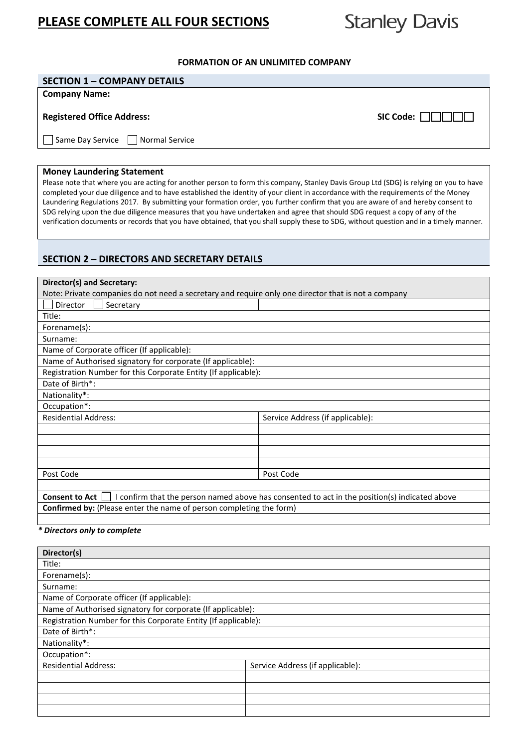# PLEASE COMPLETE ALL FOUR SECTIONS

Stanley Davis

**FORMATION OF AN UNLIMITED COMPANY**

## SECTION 1 – COMPANY DETAILS

**Company Name:**

**Registered Office Address:** **SIC Code:** ☐☐☐☐☐

☐ Same Day Service ☐ Normal Service

**Money Laundering Statement**

Please note that where you are acting for another person to form this company, Stanley Davis Group Ltd (SDG) is relying on you to have completed your due diligence and to have established the identity of your client in accordance with the requirements of the Money Laundering Regulations 2017. By submitting your formation order, you further confirm that you are aware of and hereby consent to SDG relying upon the due diligence measures that you have undertaken and agree that should SDG request a copy of any of the verification documents or records that you have obtained, that you shall supply these to SDG, without question and in a timely manner.

## SECTION 2 – DIRECTORS AND SECRETARY DETAILS

| **Director(s) and Secretary:** Note: Private companies do not need a secretary and require only one director that is not a company | |
|---|---|
| ☐ Director ☐ Secretary | |
| Title: | |
| Forename(s): | |
| Surname: | |
| Name of Corporate officer (If applicable): | |
| Name of Authorised signatory for corporate (If applicable): | |
| Registration Number for this Corporate Entity (If applicable): | |
| Date of Birth*: | |
| Nationality*: | |
| Occupation*: | |
| Residential Address: | Service Address (if applicable): |
| | |
| | |
| | |
| | |
| Post Code | Post Code |
| | |
| **Consent to Act** ☐ I confirm that the person named above has consented to act in the position(s) indicated above | |
| **Confirmed by:** (Please enter the name of person completing the form) | |
| | |

***\* Directors only to complete***

| **Director(s)** | |
|---|---|
| Title: | |
| Forename(s): | |
| Surname: | |
| Name of Corporate officer (If applicable): | |
| Name of Authorised signatory for corporate (If applicable): | |
| Registration Number for this Corporate Entity (If applicable): | |
| Date of Birth*: | |
| Nationality*: | |
| Occupation*: | |
| Residential Address: | Service Address (if applicable): |
| | |
| | |
| | |
| | |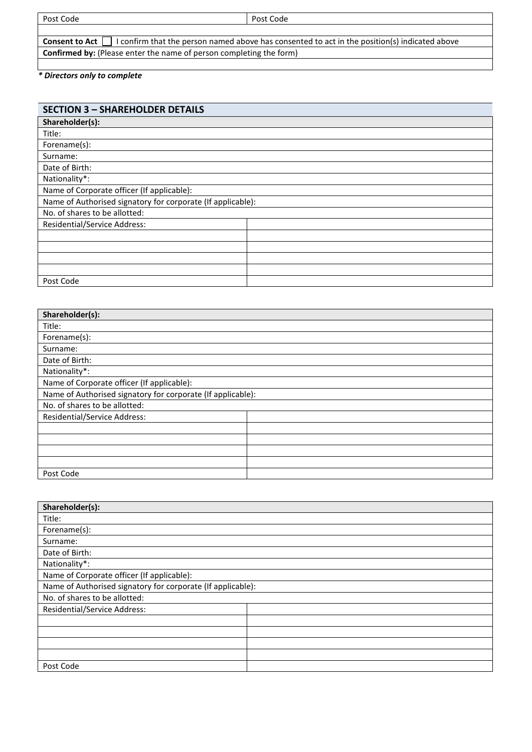| Post Code | Post Code |
|---|---|
| | |
| **Consent to Act** ☐ I confirm that the person named above has consented to act in the position(s) indicated above | |
| **Confirmed by:** (Please enter the name of person completing the form) | |
| | |

***\* Directors only to complete***

## SECTION 3 – SHAREHOLDER DETAILS

| **Shareholder(s):** | |
|---|---|
| Title: | |
| Forename(s): | |
| Surname: | |
| Date of Birth: | |
| Nationality*: | |
| Name of Corporate officer (If applicable): | |
| Name of Authorised signatory for corporate (If applicable): | |
| No. of shares to be allotted: | |
| Residential/Service Address: | |
| | |
| | |
| | |
| | |
| Post Code | |

| **Shareholder(s):** | |
|---|---|
| Title: | |
| Forename(s): | |
| Surname: | |
| Date of Birth: | |
| Nationality*: | |
| Name of Corporate officer (If applicable): | |
| Name of Authorised signatory for corporate (If applicable): | |
| No. of shares to be allotted: | |
| Residential/Service Address: | |
| | |
| | |
| | |
| | |
| Post Code | |

| **Shareholder(s):** | |
|---|---|
| Title: | |
| Forename(s): | |
| Surname: | |
| Date of Birth: | |
| Nationality*: | |
| Name of Corporate officer (If applicable): | |
| Name of Authorised signatory for corporate (If applicable): | |
| No. of shares to be allotted: | |
| Residential/Service Address: | |
| | |
| | |
| | |
| | |
| Post Code | |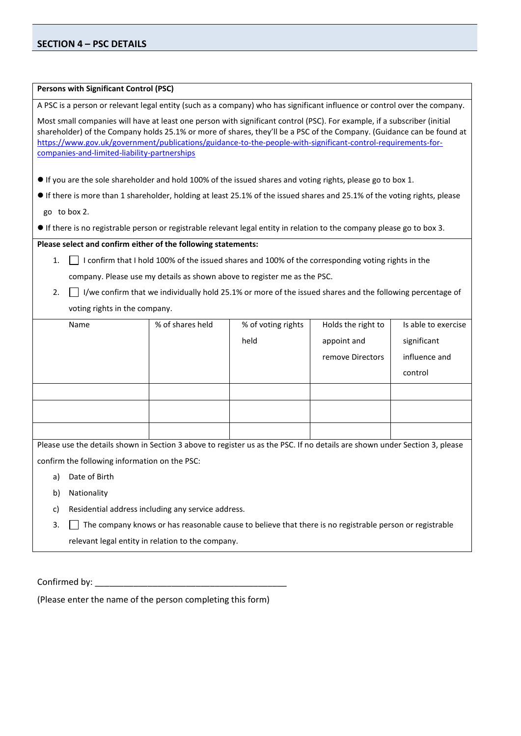## SECTION 4 – PSC DETAILS

**Persons with Significant Control (PSC)**

A PSC is a person or relevant legal entity (such as a company) who has significant influence or control over the company.

Most small companies will have at least one person with significant control (PSC). For example, if a subscriber (initial shareholder) of the Company holds 25.1% or more of shares, they'll be a PSC of the Company. (Guidance can be found at [https://www.gov.uk/government/publications/guidance-to-the-people-with-significant-control-requirements-for-companies-and-limited-liability-partnerships](https://www.gov.uk/government/publications/guidance-to-the-people-with-significant-control-requirements-for-companies-and-limited-liability-partnerships)

- If you are the sole shareholder and hold 100% of the issued shares and voting rights, please go to box 1.
- If there is more than 1 shareholder, holding at least 25.1% of the issued shares and 25.1% of the voting rights, please go to box 2.
- If there is no registrable person or registrable relevant legal entity in relation to the company please go to box 3.

**Please select and confirm either of the following statements:**

1. ☐ I confirm that I hold 100% of the issued shares and 100% of the corresponding voting rights in the company. Please use my details as shown above to register me as the PSC.
2. ☐ I/we confirm that we individually hold 25.1% or more of the issued shares and the following percentage of voting rights in the company.

| Name | % of shares held | % of voting rights held | Holds the right to appoint and remove Directors | Is able to exercise significant influence and control |
|---|---|---|---|---|
| | | | | |
| | | | | |
| | | | | |

Please use the details shown in Section 3 above to register us as the PSC. If no details are shown under Section 3, please confirm the following information on the PSC:

a) Date of Birth
b) Nationality
c) Residential address including any service address.

3. ☐ The company knows or has reasonable cause to believe that there is no registrable person or registrable relevant legal entity in relation to the company.

Confirmed by: ________________________________________

(Please enter the name of the person completing this form)